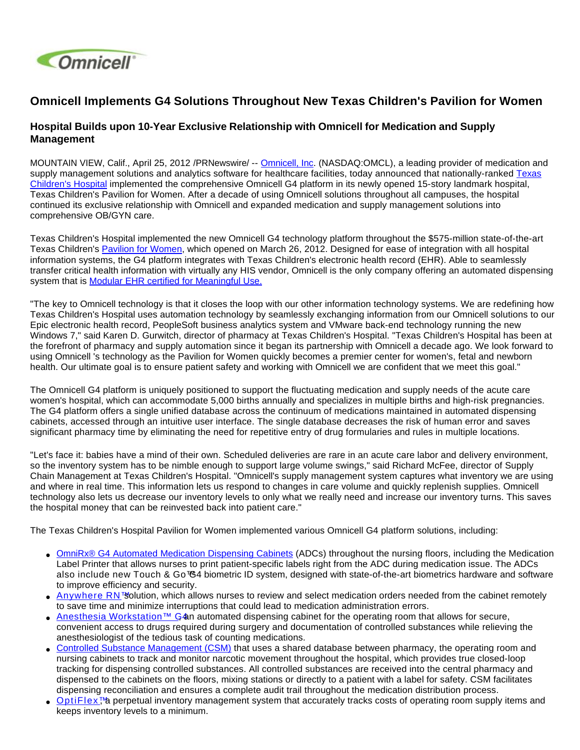# Omnicell Implements G4 Solutions Throughout New Texas Children's Pavilion for Women

## Hospital Builds upon 10-Year Exclusive Relationship with Omnicell for Medication and Supply Management

MOUNTAIN VIEW, Calif., April 25, 2012 /PRNewswire/ -- Omnicell, Inc. (NASDAQ:OMCL), a leading provider of medication and supply management solutions and analytics software for healthcare facilities, today announced that nationally-ranked Texas Children's Hospital implemented the comprehensive Omnicell G4 platform in its newly opened 15-story landmark hospital, Texas Children's Pavilion for Women. After a decade of using Omnicell solutions throughout all campuses, the hospital continued its exclusive relationship with Omnicell and expanded medication and supply management solutions into comprehensive OB/GYN care.

Texas Children's Hospital implemented the new Omnicell G4 technology platform throughout the $575-million state-of-the-art Texas Children's Pavilion for Women, which opened on March 26, 2012. Designed for ease of integration with all hospital information systems, the G4 platform integrates with Texas Children's electronic health record (EHR). Able to seamlessly transfer critical health information with virtually any HIS vendor, Omnicell is the only company offering an automated dispensing system that is Modular EHR certified for Meaningful Use.

"The key to Omnicell technology is that it closes the loop with our other information technology systems. We are redefining how Texas Children's Hospital uses automation technology by seamlessly exchanging information from our Omnicell solutions to our Epic electronic health record, PeopleSoft business analytics system and VMware back-end technology running the new Windows 7," said Karen D. Gurwitch, director of pharmacy at Texas Children's Hospital. "Texas Children's Hospital has been at the forefront of pharmacy and supply automation since it began its partnership with Omnicell a decade ago. We look forward to using Omnicell 's technology as the Pavilion for Women quickly becomes a premier center for women's, fetal and newborn health. Our ultimate goal is to ensure patient safety and working with Omnicell we are confident that we meet this goal."

The Omnicell G4 platform is uniquely positioned to support the fluctuating medication and supply needs of the acute care women's hospital, which can accommodate 5,000 births annually and specializes in multiple births and high-risk pregnancies. The G4 platform offers a single unified database across the continuum of medications maintained in automated dispensing cabinets, accessed through an intuitive user interface. The single database decreases the risk of human error and saves significant pharmacy time by eliminating the need for repetitive entry of drug formularies and rules in multiple locations.

"Let's face it: babies have a mind of their own. Scheduled deliveries are rare in an acute care labor and delivery environment, so the inventory system has to be nimble enough to support large volume swings," said Richard McFee, director of Supply Chain Management at Texas Children's Hospital. "Omnicell's supply management system captures what inventory we are using and where in real time. This information lets us respond to changes in care volume and quickly replenish supplies. Omnicell technology also lets us decrease our inventory levels to only what we really need and increase our inventory turns. This saves the hospital money that can be reinvested back into patient care."

The Texas Children's Hospital Pavilion for Women implemented various Omnicell G4 platform solutions, including:

- OmniRx® G4 Automated Medication Dispensing Cabinets (ADCs) throughout the nursing floors, including the Medication Label Printer that allows nurses to print patient-specific labels right from the ADC during medication issue. The ADCs also include new Touch & Go™ G4 biometric ID system, designed with state-of-the-art biometrics hardware and software to improve efficiency and security.
- Anywhere RN™ solution, which allows nurses to review and select medication orders needed from the cabinet remotely to save time and minimize interruptions that could lead to medication administration errors.
- Anesthesia Workstation™ G4, an automated dispensing cabinet for the operating room that allows for secure, convenient access to drugs required during surgery and documentation of controlled substances while relieving the anesthesiologist of the tedious task of counting medications.
- Controlled Substance Management (CSM) that uses a shared database between pharmacy, the operating room and nursing cabinets to track and monitor narcotic movement throughout the hospital, which provides true closed-loop tracking for dispensing controlled substances. All controlled substances are received into the central pharmacy and dispensed to the cabinets on the floors, mixing stations or directly to a patient with a label for safety. CSM facilitates dispensing reconciliation and ensures a complete audit trail throughout the medication distribution process.
- OptiFlex™, a perpetual inventory management system that accurately tracks costs of operating room supply items and keeps inventory levels to a minimum.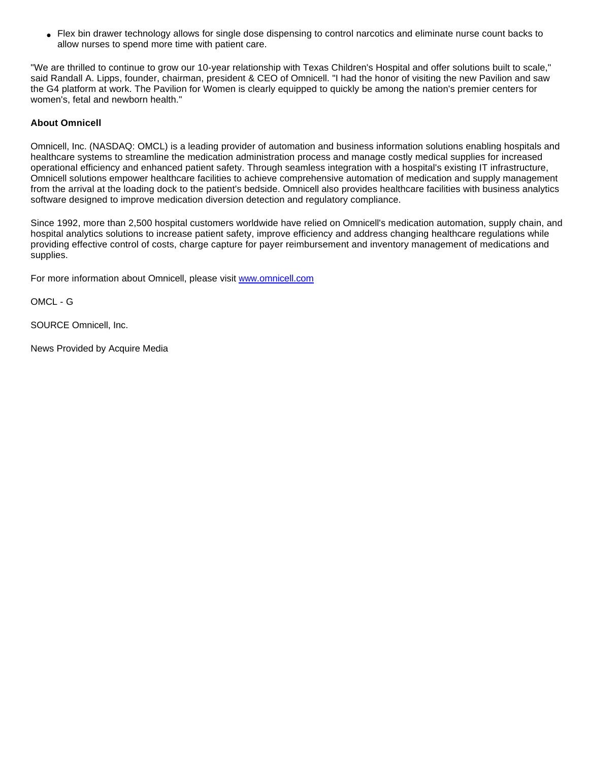- Flex bin drawer technology allows for single dose dispensing to control narcotics and eliminate nurse count backs to allow nurses to spend more time with patient care.

"We are thrilled to continue to grow our 10-year relationship with Texas Children's Hospital and offer solutions built to scale," said Randall A. Lipps, founder, chairman, president & CEO of Omnicell. "I had the honor of visiting the new Pavilion and saw the G4 platform at work. The Pavilion for Women is clearly equipped to quickly be among the nation's premier centers for women's, fetal and newborn health."

**About Omnicell**

Omnicell, Inc. (NASDAQ: OMCL) is a leading provider of automation and business information solutions enabling hospitals and healthcare systems to streamline the medication administration process and manage costly medical supplies for increased operational efficiency and enhanced patient safety. Through seamless integration with a hospital's existing IT infrastructure, Omnicell solutions empower healthcare facilities to achieve comprehensive automation of medication and supply management from the arrival at the loading dock to the patient's bedside. Omnicell also provides healthcare facilities with business analytics software designed to improve medication diversion detection and regulatory compliance.

Since 1992, more than 2,500 hospital customers worldwide have relied on Omnicell's medication automation, supply chain, and hospital analytics solutions to increase patient safety, improve efficiency and address changing healthcare regulations while providing effective control of costs, charge capture for payer reimbursement and inventory management of medications and supplies.

For more information about Omnicell, please visit [www.omnicell.com](http://www.omnicell.com)

OMCL - G

SOURCE Omnicell, Inc.

News Provided by Acquire Media